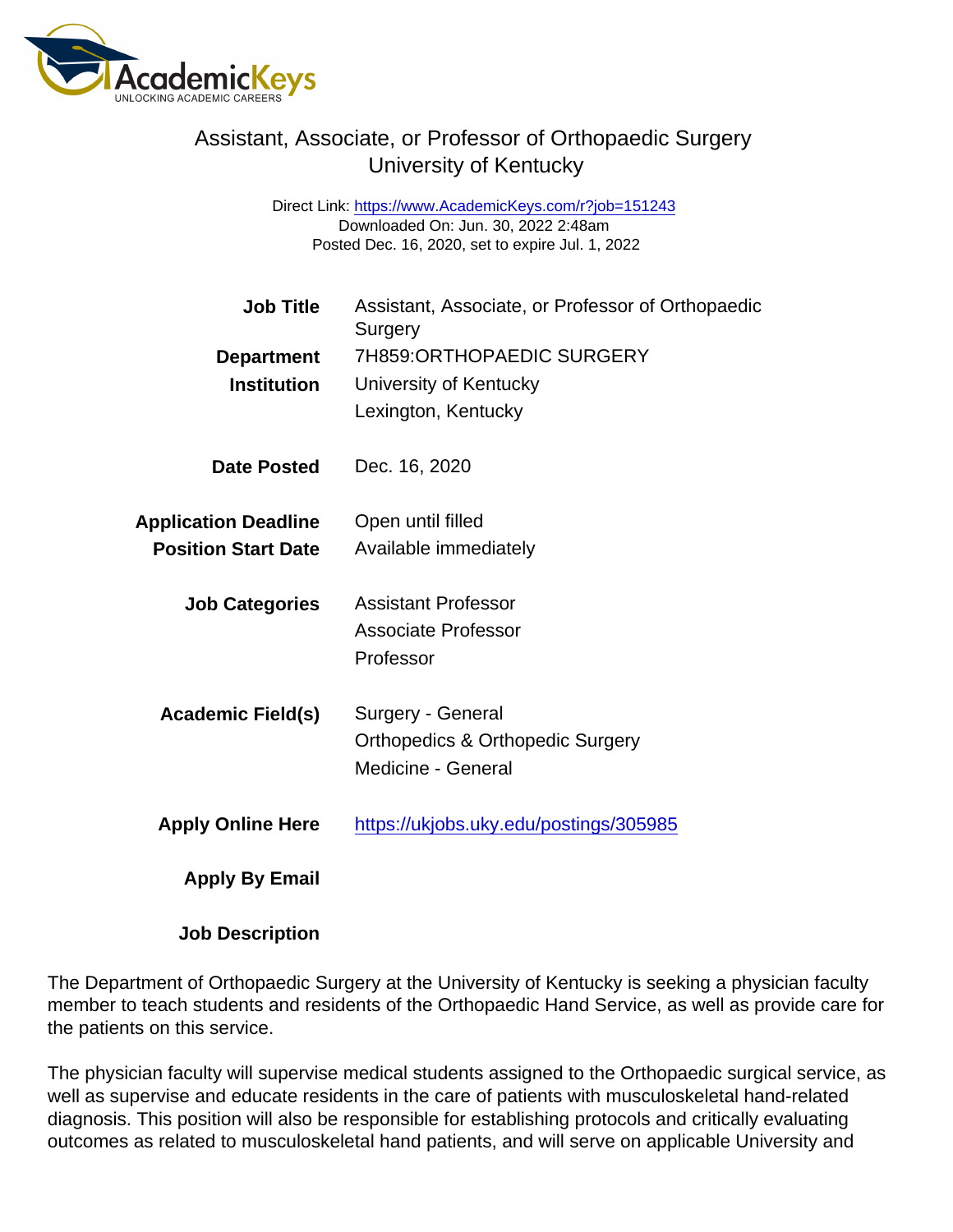# Assistant, Associate, or Professor of Orthopaedic Surgery
## University of Kentucky

Direct Link: https://www.AcademicKeys.com/r?job=151243
Downloaded On: Jun. 30, 2022 2:48am
Posted Dec. 16, 2020, set to expire Jul. 1, 2022

| | |
|---|---|
| **Job Title** | Assistant, Associate, or Professor of Orthopaedic Surgery |
| **Department** | 7H859:ORTHOPAEDIC SURGERY |
| **Institution** | University of Kentucky<br>Lexington, Kentucky |
| **Date Posted** | Dec. 16, 2020 |
| **Application Deadline** | Open until filled |
| **Position Start Date** | Available immediately |
| **Job Categories** | Assistant Professor<br>Associate Professor<br>Professor |
| **Academic Field(s)** | Surgery - General<br>Orthopedics & Orthopedic Surgery<br>Medicine - General |
| **Apply Online Here** | https://ukjobs.uky.edu/postings/305985 |
| **Apply By Email** | |

**Job Description**

The Department of Orthopaedic Surgery at the University of Kentucky is seeking a physician faculty member to teach students and residents of the Orthopaedic Hand Service, as well as provide care for the patients on this service.

The physician faculty will supervise medical students assigned to the Orthopaedic surgical service, as well as supervise and educate residents in the care of patients with musculoskeletal hand-related diagnosis. This position will also be responsible for establishing protocols and critically evaluating outcomes as related to musculoskeletal hand patients, and will serve on applicable University and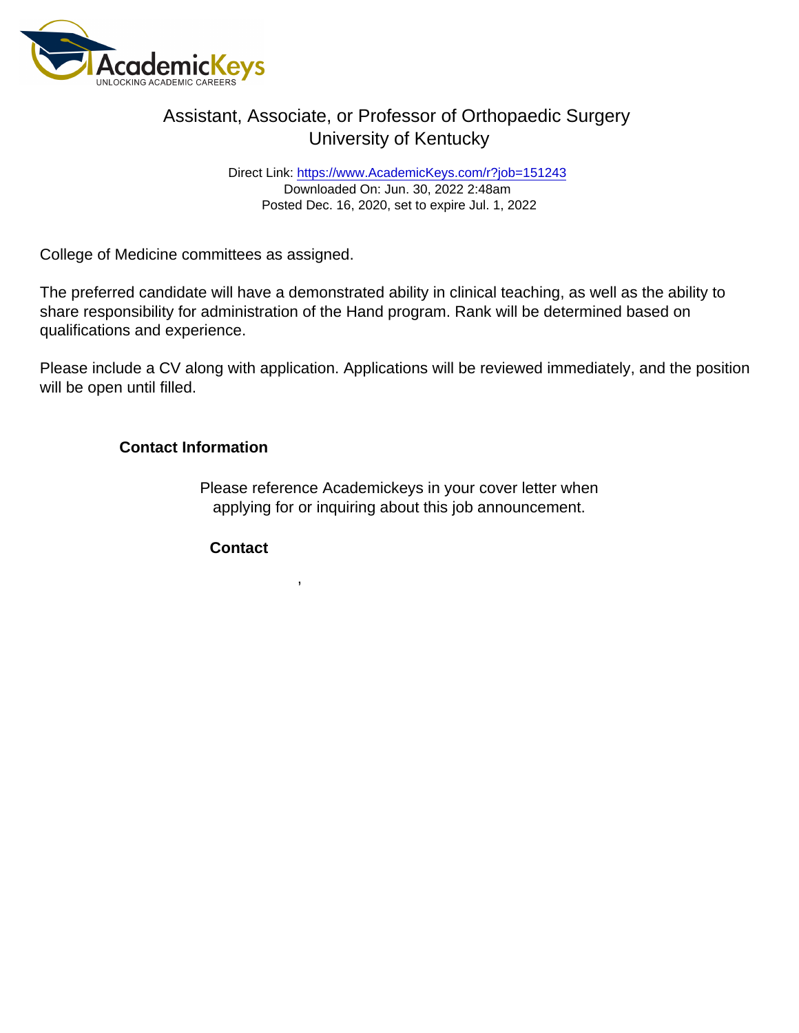College of Medicine committees as assigned.

The preferred candidate will have a demonstrated ability in clinical teaching, as well as the ability to share responsibility for administration of the Hand program. Rank will be determined based on qualifications and experience.

Please include a CV along with application. Applications will be reviewed immediately, and the position will be open until filled.

### Contact Information

Please reference Academickeys in your cover letter when applying for or inquiring about this job announcement.

**Contact**

,